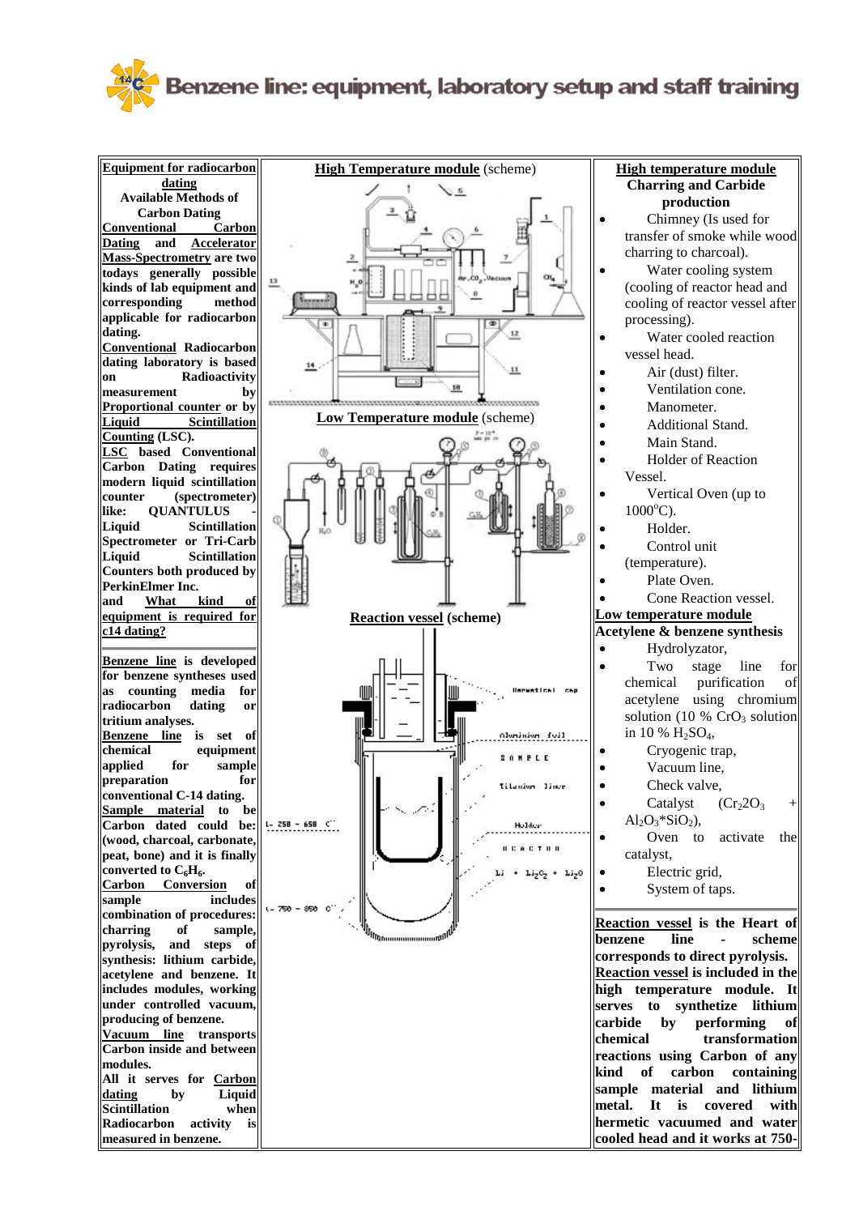# Benzene line: equipment, laboratory setup and staff training

**Equipment for radiocarbon dating**

**Available Methods of Carbon Dating**

**Conventional Carbon Dating and Accelerator Mass-Spectrometry are two todays generally possible kinds of lab equipment and corresponding method applicable for radiocarbon dating.**

**Conventional Radiocarbon dating laboratory is based on Radioactivity measurement by Proportional counter or by Liquid Scintillation Counting (LSC).**

**LSC based Conventional Carbon Dating requires modern liquid scintillation counter (spectrometer) like: QUANTULUS - Liquid Scintillation Spectrometer or Tri-Carb Liquid Scintillation Counters both produced by PerkinElmer Inc.**

**and What kind of equipment is required for c14 dating?**

**Benzene line is developed for benzene syntheses used as counting media for radiocarbon dating or tritium analyses.**

**Benzene line is set of chemical equipment applied for sample preparation for conventional C-14 dating.**

**Sample material to be Carbon dated could be: (wood, charcoal, carbonate, peat, bone) and it is finally converted to $C_6H_6$.**

**Carbon Conversion of sample includes combination of procedures: charring of sample, pyrolysis, and steps of synthesis: lithium carbide, acetylene and benzene. It includes modules, working under controlled vacuum, producing of benzene.**

**Vacuum line transports Carbon inside and between modules.**

**All it serves for Carbon dating by Liquid Scintillation when Radiocarbon activity is measured in benzene.**

**High Temperature module** (scheme)

**Low Temperature module** (scheme)

**Reaction vessel (scheme)**

**High temperature module**

**Charring and Carbide production**

- Chimney (Is used for transfer of smoke while wood charring to charcoal).
- Water cooling system (cooling of reactor head and cooling of reactor vessel after processing).
- Water cooled reaction vessel head.
- Air (dust) filter.
- Ventilation cone.
- Manometer.
- Additional Stand.
- Main Stand.
- Holder of Reaction Vessel.
- Vertical Oven (up to 1000°C).
- Holder.
- Control unit (temperature).
- Plate Oven.
- Cone Reaction vessel.

**Low temperature module**

**Acetylene & benzene synthesis**

- Hydrolyzator,
- Two stage line for chemical purification of acetylene using chromium solution (10 % $CrO_3$ solution in 10 % $H_2SO_4$,
- Cryogenic trap,
- Vacuum line,
- Check valve,
- Catalyst ($Cr_22O_3$ + $Al_2O_3$*$SiO_2$),
- Oven to activate the catalyst,
- Electric grid,
- System of taps.

**Reaction vessel is the Heart of benzene line - scheme corresponds to direct pyrolysis. Reaction vessel is included in the high temperature module. It serves to synthetize lithium carbide by performing of chemical transformation reactions using Carbon of any kind of carbon containing sample material and lithium metal. It is covered with hermetic vacuumed and water cooled head and it works at 750-**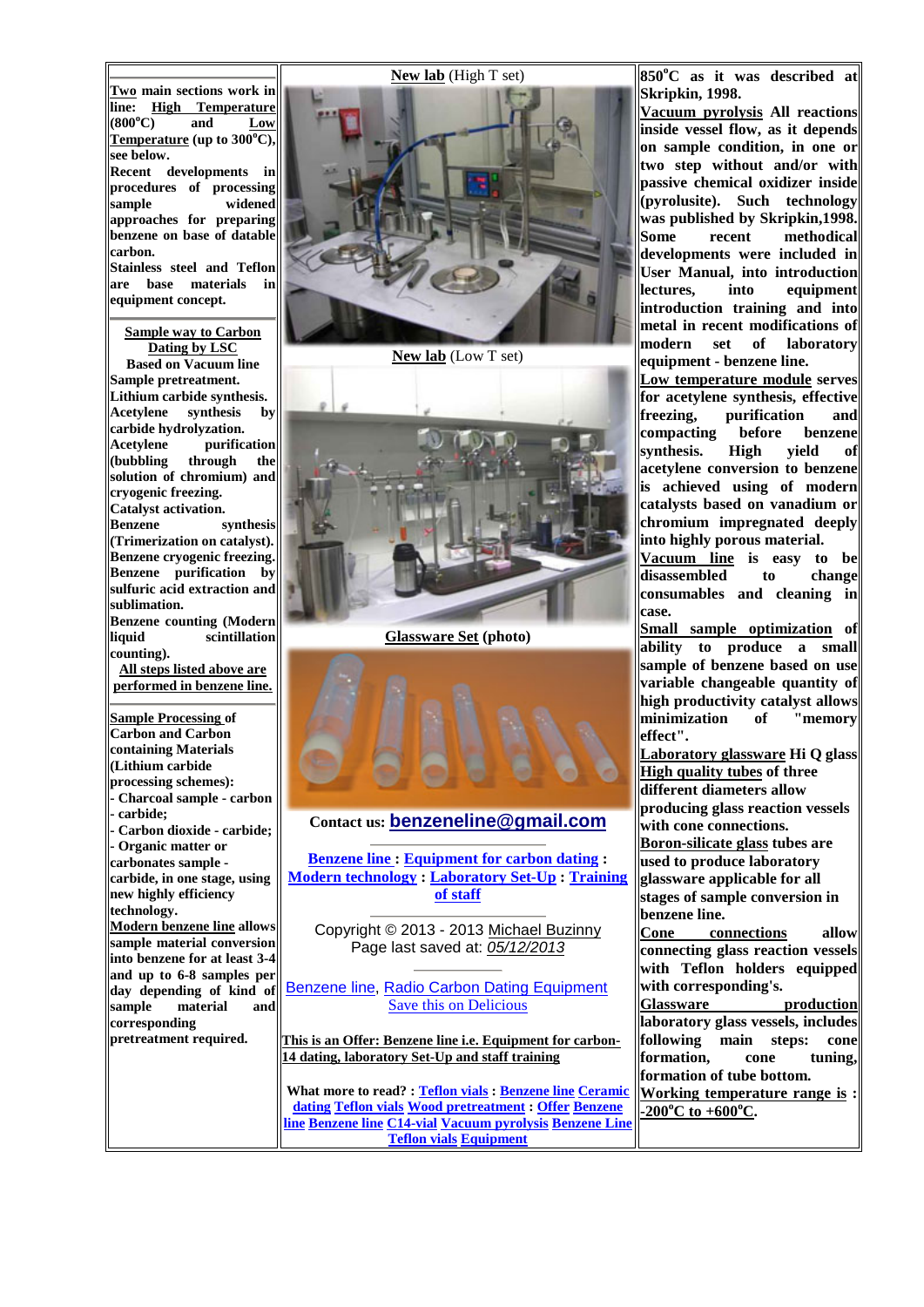**Two main sections work in line: High Temperature (800$^{o}$C) and Low Temperature (up to 300$^{o}$C), see below.**

**Recent developments in procedures of processing sample widened approaches for preparing benzene on base of datable carbon.**

**Stainless steel and Teflon are base materials in equipment concept.**

**Sample way to Carbon Dating by LSC**

**Based on Vacuum line**

**Sample pretreatment.**
**Lithium carbide synthesis.**
**Acetylene synthesis by carbide hydrolyzation.**
**Acetylene purification (bubbling through the solution of chromium) and cryogenic freezing.**
**Catalyst activation.**
**Benzene synthesis (Trimerization on catalyst).**
**Benzene cryogenic freezing.**
**Benzene purification by sulfuric acid extraction and sublimation.**
**Benzene counting (Modern liquid scintillation counting).**

**All steps listed above are performed in benzene line.**

**Sample Processing of Carbon and Carbon containing Materials (Lithium carbide processing schemes):**

- **Charcoal sample - carbon - carbide;**
- **Carbon dioxide - carbide;**
- **Organic matter or carbonates sample - carbide, in one stage, using new highly efficiency technology.**

**Modern benzene line allows sample material conversion into benzene for at least 3-4 and up to 6-8 samples per day depending of kind of sample material and corresponding pretreatment required.**

**New lab** (High T set)

**New lab** (Low T set)

**Glassware Set** (photo)

**Contact us: benzeneline@gmail.com**

**Benzene line : Equipment for carbon dating : Modern technology : Laboratory Set-Up : Training of staff**

Copyright © 2013 - 2013 Michael Buzinny
Page last saved at: *05/12/2013*

Benzene line, Radio Carbon Dating Equipment
Save this on Delicious

**This is an Offer: Benzene line i.e. Equipment for carbon-14 dating, laboratory Set-Up and staff training**

**What more to read? : Teflon vials : Benzene line Ceramic dating Teflon vials Wood pretreatment : Offer Benzene line Benzene line C14-vial Vacuum pyrolysis Benzene Line Teflon vials Equipment**

**850$^{o}$C as it was described at Skripkin, 1998.**

**Vacuum pyrolysis All reactions inside vessel flow, as it depends on sample condition, in one or two step without and/or with passive chemical oxidizer inside (pyrolusite). Such technology was published by Skripkin,1998. Some recent methodical developments were included in User Manual, into introduction lectures, into equipment introduction training and into metal in recent modifications of modern set of laboratory equipment - benzene line.**

**Low temperature module serves for acetylene synthesis, effective freezing, purification and compacting before benzene synthesis. High yield of acetylene conversion to benzene is achieved using of modern catalysts based on vanadium or chromium impregnated deeply into highly porous material.**

**Vacuum line is easy to be disassembled to change consumables and cleaning in case.**

**Small sample optimization of ability to produce a small sample of benzene based on use variable changeable quantity of high productivity catalyst allows minimization of "memory effect".**

**Laboratory glassware Hi Q glass**

**High quality tubes of three different diameters allow producing glass reaction vessels with cone connections.**

**Boron-silicate glass tubes are used to produce laboratory glassware applicable for all stages of sample conversion in benzene line.**

**Cone connections allow connecting glass reaction vessels with Teflon holders equipped with corresponding's.**

**Glassware production laboratory glass vessels, includes following main steps: cone formation, cone tuning, formation of tube bottom.**

**Working temperature range is : -200$^{o}$C to +600$^{o}$C.**